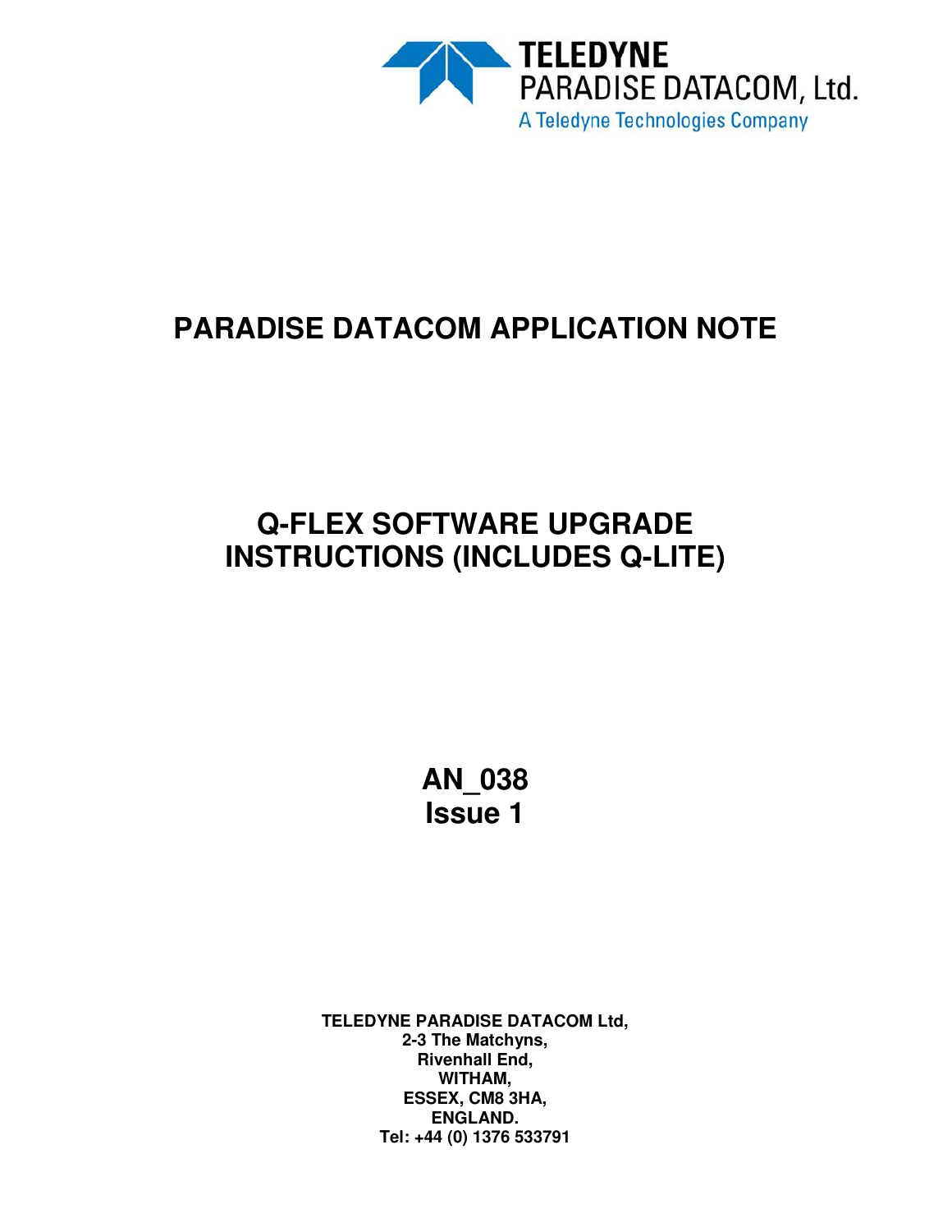TELEDYNE
PARADISE DATACOM, Ltd.
A Teledyne Technologies Company

# PARADISE DATACOM APPLICATION NOTE

# Q-FLEX SOFTWARE UPGRADE INSTRUCTIONS (INCLUDES Q-LITE)

## AN_038
## Issue 1

**TELEDYNE PARADISE DATACOM Ltd,**
**2-3 The Matchyns,**
**Rivenhall End,**
**WITHAM,**
**ESSEX, CM8 3HA,**
**ENGLAND.**
**Tel: +44 (0) 1376 533791**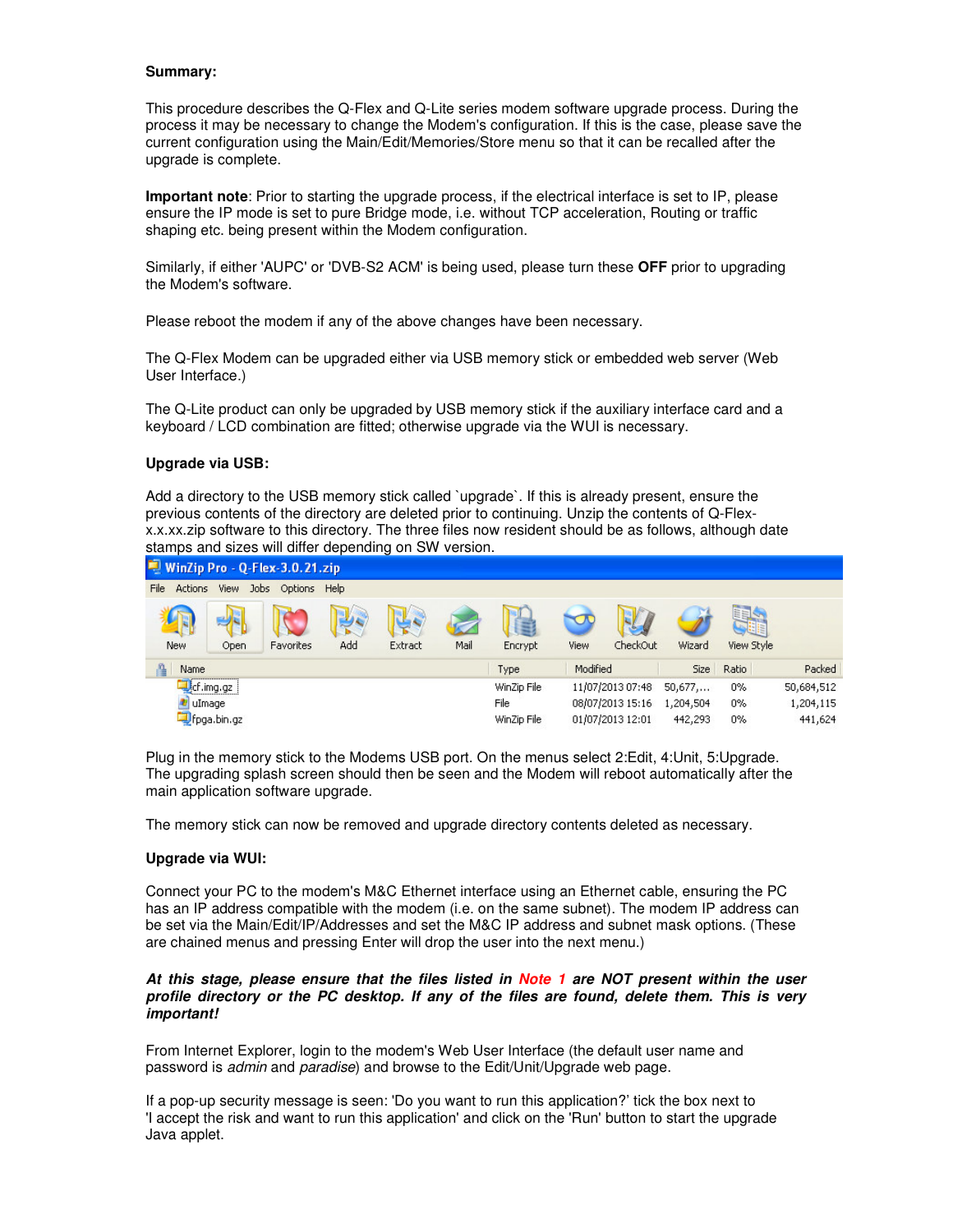**Summary:**

This procedure describes the Q-Flex and Q-Lite series modem software upgrade process. During the process it may be necessary to change the Modem's configuration. If this is the case, please save the current configuration using the Main/Edit/Memories/Store menu so that it can be recalled after the upgrade is complete.

**Important note**: Prior to starting the upgrade process, if the electrical interface is set to IP, please ensure the IP mode is set to pure Bridge mode, i.e. without TCP acceleration, Routing or traffic shaping etc. being present within the Modem configuration.

Similarly, if either 'AUPC' or 'DVB-S2 ACM' is being used, please turn these **OFF** prior to upgrading the Modem's software.

Please reboot the modem if any of the above changes have been necessary.

The Q-Flex Modem can be upgraded either via USB memory stick or embedded web server (Web User Interface.)

The Q-Lite product can only be upgraded by USB memory stick if the auxiliary interface card and a keyboard / LCD combination are fitted; otherwise upgrade via the WUI is necessary.

**Upgrade via USB:**

Add a directory to the USB memory stick called `upgrade`. If this is already present, ensure the previous contents of the directory are deleted prior to continuing. Unzip the contents of Q-Flex-x.x.xx.zip software to this directory. The three files now resident should be as follows, although date stamps and sizes will differ depending on SW version.

WinZip Pro - Q-Flex-3.0.21.zip

| Name | Type | Modified | Size | Ratio | Packed |
|---|---|---|---|---|---|
| cf.img.gz | WinZip File | 11/07/2013 07:48 | 50,677,... | 0% | 50,684,512 |
| uImage | File | 08/07/2013 15:16 | 1,204,504 | 0% | 1,204,115 |
| fpga.bin.gz | WinZip File | 01/07/2013 12:01 | 442,293 | 0% | 441,624 |

Plug in the memory stick to the Modems USB port. On the menus select 2:Edit, 4:Unit, 5:Upgrade. The upgrading splash screen should then be seen and the Modem will reboot automatically after the main application software upgrade.

The memory stick can now be removed and upgrade directory contents deleted as necessary.

**Upgrade via WUI:**

Connect your PC to the modem's M&C Ethernet interface using an Ethernet cable, ensuring the PC has an IP address compatible with the modem (i.e. on the same subnet). The modem IP address can be set via the Main/Edit/IP/Addresses and set the M&C IP address and subnet mask options. (These are chained menus and pressing Enter will drop the user into the next menu.)

***At this stage, please ensure that the files listed in Note 1 are NOT present within the user profile directory or the PC desktop. If any of the files are found, delete them. This is very important!***

From Internet Explorer, login to the modem's Web User Interface (the default user name and password is *admin* and *paradise*) and browse to the Edit/Unit/Upgrade web page.

If a pop-up security message is seen: 'Do you want to run this application?' tick the box next to 'I accept the risk and want to run this application' and click on the 'Run' button to start the upgrade Java applet.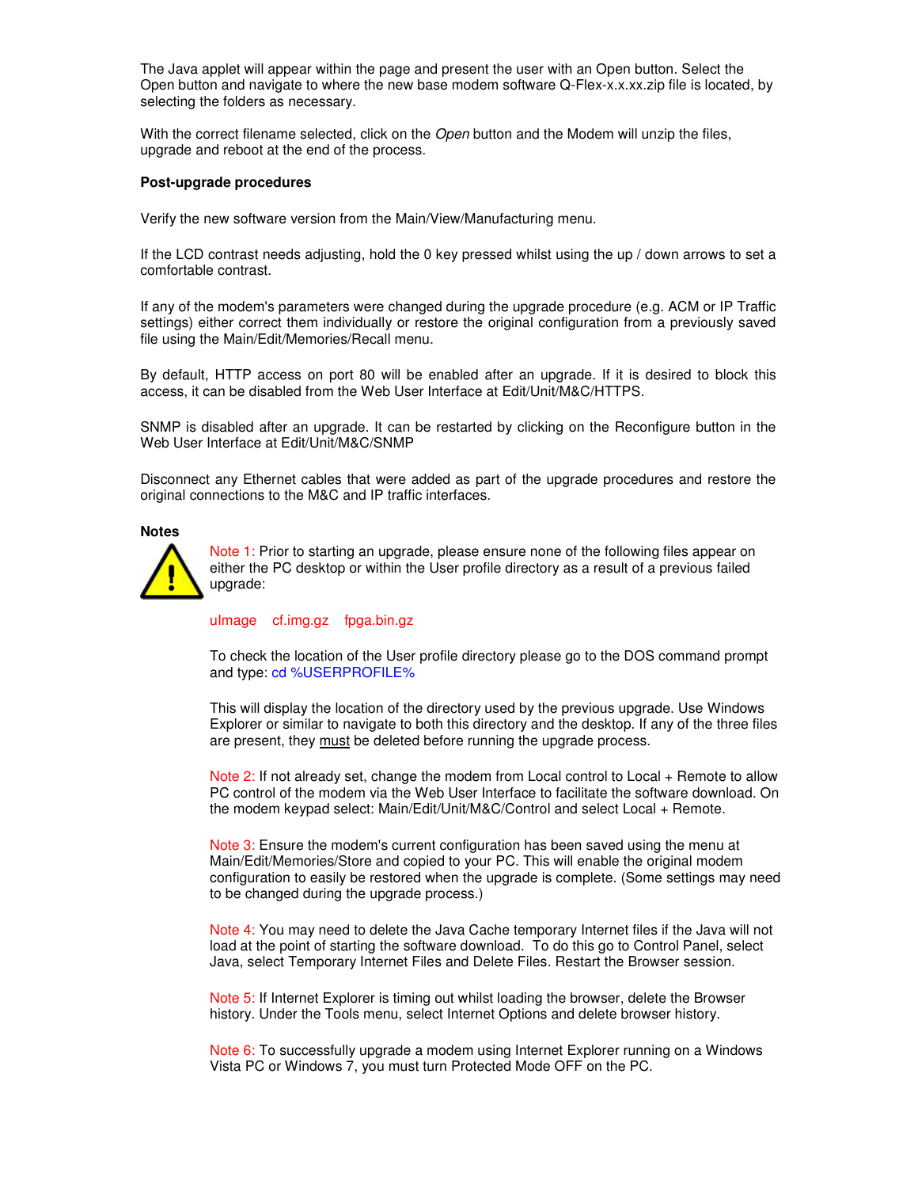The Java applet will appear within the page and present the user with an Open button. Select the Open button and navigate to where the new base modem software Q-Flex-x.x.xx.zip file is located, by selecting the folders as necessary.

With the correct filename selected, click on the *Open* button and the Modem will unzip the files, upgrade and reboot at the end of the process.

**Post-upgrade procedures**

Verify the new software version from the Main/View/Manufacturing menu.

If the LCD contrast needs adjusting, hold the 0 key pressed whilst using the up / down arrows to set a comfortable contrast.

If any of the modem's parameters were changed during the upgrade procedure (e.g. ACM or IP Traffic settings) either correct them individually or restore the original configuration from a previously saved file using the Main/Edit/Memories/Recall menu.

By default, HTTP access on port 80 will be enabled after an upgrade. If it is desired to block this access, it can be disabled from the Web User Interface at Edit/Unit/M&C/HTTPS.

SNMP is disabled after an upgrade. It can be restarted by clicking on the Reconfigure button in the Web User Interface at Edit/Unit/M&C/SNMP

Disconnect any Ethernet cables that were added as part of the upgrade procedures and restore the original connections to the M&C and IP traffic interfaces.

**Notes**

Note 1: Prior to starting an upgrade, please ensure none of the following files appear on either the PC desktop or within the User profile directory as a result of a previous failed upgrade:

uImage cf.img.gz fpga.bin.gz

To check the location of the User profile directory please go to the DOS command prompt and type: cd %USERPROFILE%

This will display the location of the directory used by the previous upgrade. Use Windows Explorer or similar to navigate to both this directory and the desktop. If any of the three files are present, they must be deleted before running the upgrade process.

Note 2: If not already set, change the modem from Local control to Local + Remote to allow PC control of the modem via the Web User Interface to facilitate the software download. On the modem keypad select: Main/Edit/Unit/M&C/Control and select Local + Remote.

Note 3: Ensure the modem's current configuration has been saved using the menu at Main/Edit/Memories/Store and copied to your PC. This will enable the original modem configuration to easily be restored when the upgrade is complete. (Some settings may need to be changed during the upgrade process.)

Note 4: You may need to delete the Java Cache temporary Internet files if the Java will not load at the point of starting the software download. To do this go to Control Panel, select Java, select Temporary Internet Files and Delete Files. Restart the Browser session.

Note 5: If Internet Explorer is timing out whilst loading the browser, delete the Browser history. Under the Tools menu, select Internet Options and delete browser history.

Note 6: To successfully upgrade a modem using Internet Explorer running on a Windows Vista PC or Windows 7, you must turn Protected Mode OFF on the PC.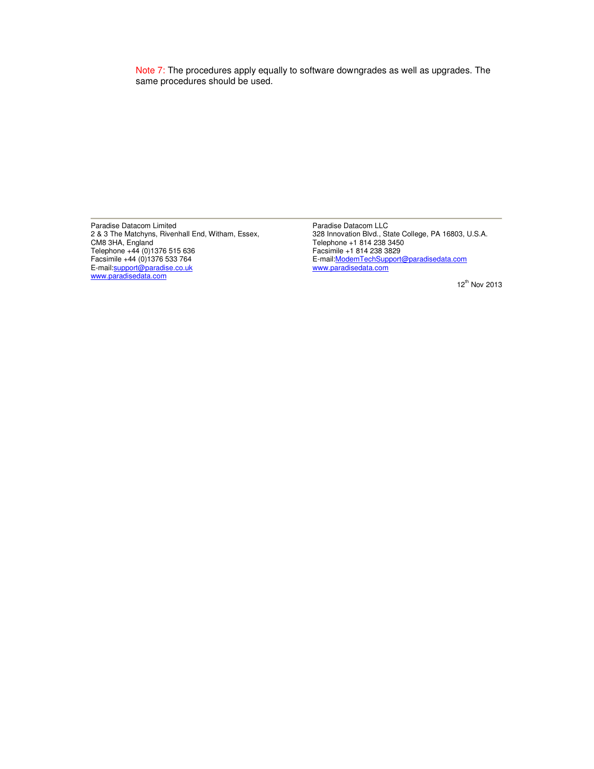Note 7: The procedures apply equally to software downgrades as well as upgrades. The same procedures should be used.

---

Paradise Datacom Limited
2 & 3 The Matchyns, Rivenhall End, Witham, Essex,
CM8 3HA, England
Telephone +44 (0)1376 515 636
Facsimile +44 (0)1376 533 764
E-mail:support@paradise.co.uk
www.paradisedata.com

Paradise Datacom LLC
328 Innovation Blvd., State College, PA 16803, U.S.A.
Telephone +1 814 238 3450
Facsimile +1 814 238 3829
E-mail:ModemTechSupport@paradisedata.com
www.paradisedata.com

12th Nov 2013